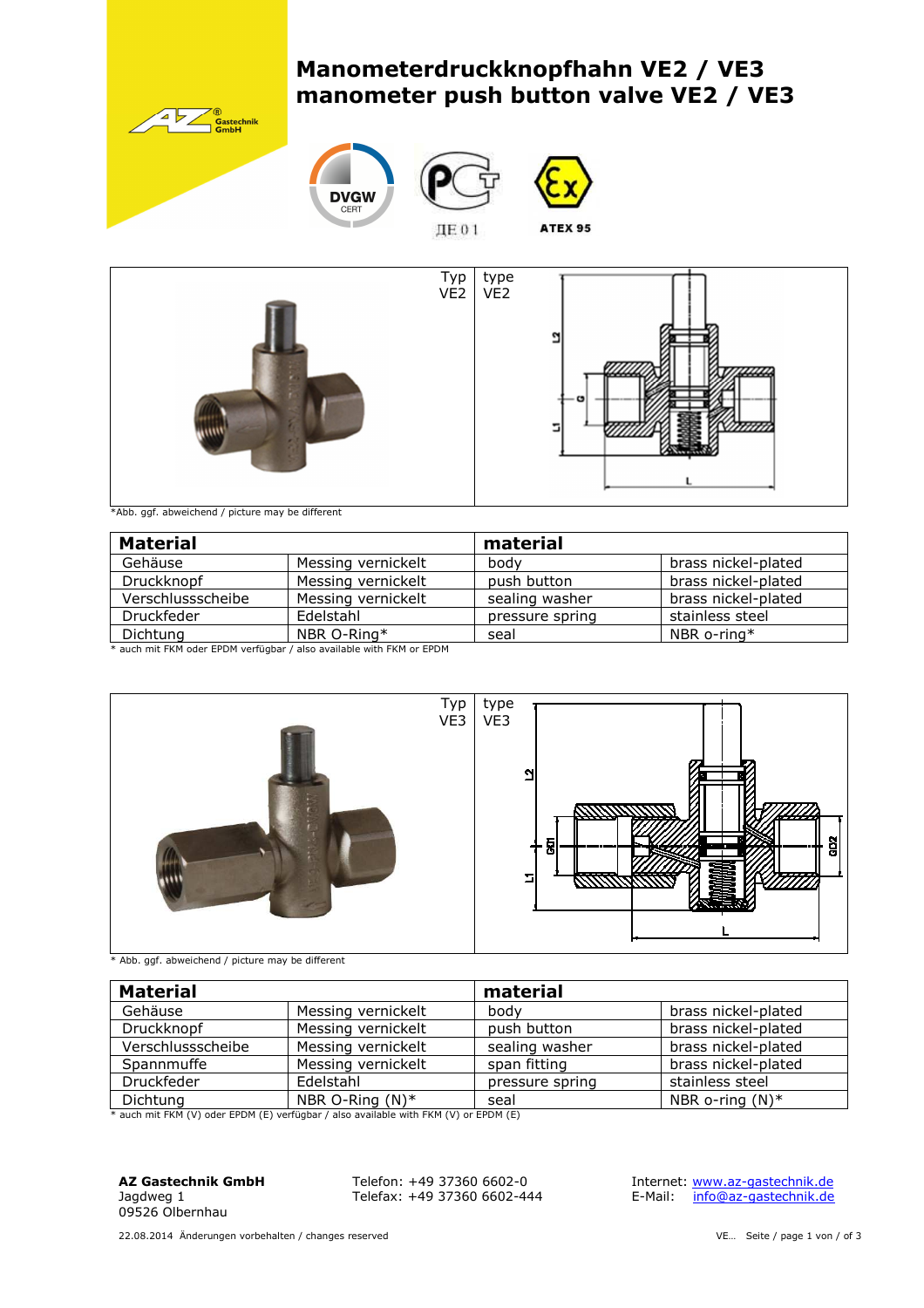# Manometerdruckknopfhahn VE2 / VE3
# manometer push button valve VE2 / VE3

ДЕ 01

ATEX 95

| Typ VE2 | type VE2 |
|---|---|

*Abb. ggf. abweichend / picture may be different

| Material | | material | |
|---|---|---|---|
| Gehäuse | Messing vernickelt | body | brass nickel-plated |
| Druckknopf | Messing vernickelt | push button | brass nickel-plated |
| Verschlussscheibe | Messing vernickelt | sealing washer | brass nickel-plated |
| Druckfeder | Edelstahl | pressure spring | stainless steel |
| Dichtung | NBR O-Ring* | seal | NBR o-ring* |

* auch mit FKM oder EPDM verfügbar / also available with FKM or EPDM

| Typ VE3 | type VE3 |
|---|---|

* Abb. ggf. abweichend / picture may be different

| Material | | material | |
|---|---|---|---|
| Gehäuse | Messing vernickelt | body | brass nickel-plated |
| Druckknopf | Messing vernickelt | push button | brass nickel-plated |
| Verschlussscheibe | Messing vernickelt | sealing washer | brass nickel-plated |
| Spannmuffe | Messing vernickelt | span fitting | brass nickel-plated |
| Druckfeder | Edelstahl | pressure spring | stainless steel |
| Dichtung | NBR O-Ring (N)* | seal | NBR o-ring (N)* |

* auch mit FKM (V) oder EPDM (E) verfügbar / also available with FKM (V) or EPDM (E)

**AZ Gastechnik GmbH**
Jagdweg 1
09526 Olbernhau

Telefon: +49 37360 6602-0
Telefax: +49 37360 6602-444

Internet: www.az-gastechnik.de
E-Mail: info@az-gastechnik.de

22.08.2014 Änderungen vorbehalten / changes reserved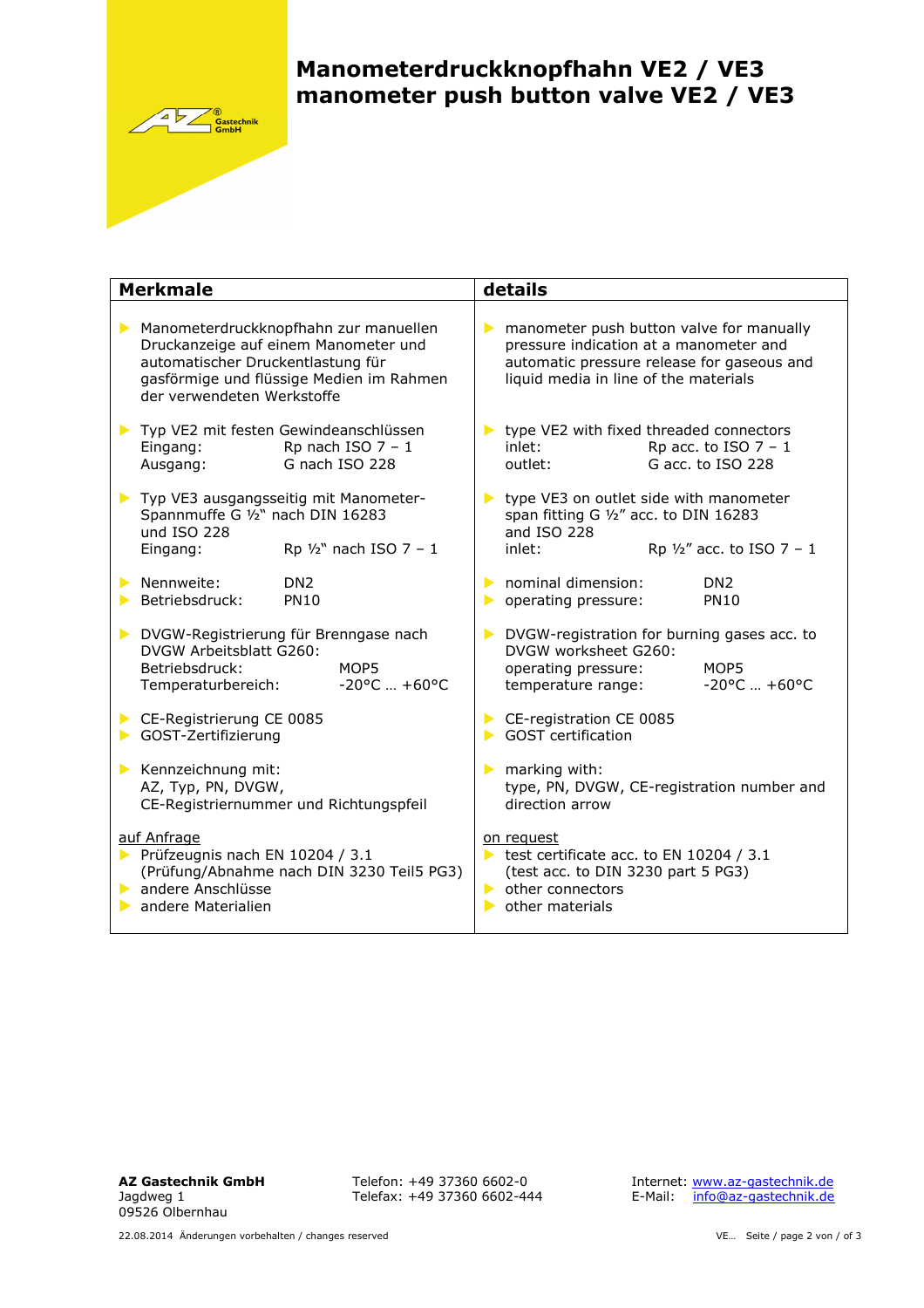# Manometerdruckknopfhahn VE2 / VE3
# manometer push button valve VE2 / VE3

| Merkmale | details |
|---|---|
| ▶ Manometerdruckknopfhahn zur manuellen Druckanzeige auf einem Manometer und automatischer Druckentlastung für gasförmige und flüssige Medien im Rahmen der verwendeten Werkstoffe | ▶ manometer push button valve for manually pressure indication at a manometer and automatic pressure release for gaseous and liquid media in line of the materials |
| ▶ Typ VE2 mit festen Gewindeanschlüssen<br>Eingang: Rp nach ISO 7 – 1<br>Ausgang: G nach ISO 228 | ▶ type VE2 with fixed threaded connectors<br>inlet: Rp acc. to ISO 7 – 1<br>outlet: G acc. to ISO 228 |
| ▶ Typ VE3 ausgangsseitig mit Manometer-Spannmuffe G ½" nach DIN 16283 und ISO 228<br>Eingang: Rp ½" nach ISO 7 – 1 | ▶ type VE3 on outlet side with manometer span fitting G ½" acc. to DIN 16283 and ISO 228<br>inlet: Rp ½" acc. to ISO 7 – 1 |
| ▶ Nennweite: DN2<br>▶ Betriebsdruck: PN10 | ▶ nominal dimension: DN2<br>▶ operating pressure: PN10 |
| ▶ DVGW-Registrierung für Brenngase nach DVGW Arbeitsblatt G260:<br>Betriebsdruck: MOP5<br>Temperaturbereich: -20°C … +60°C | ▶ DVGW-registration for burning gases acc. to DVGW worksheet G260:<br>operating pressure: MOP5<br>temperature range: -20°C … +60°C |
| ▶ CE-Registrierung CE 0085<br>▶ GOST-Zertifizierung | ▶ CE-registration CE 0085<br>▶ GOST certification |
| ▶ Kennzeichnung mit:<br>AZ, Typ, PN, DVGW,<br>CE-Registriernummer und Richtungspfeil | ▶ marking with:<br>type, PN, DVGW, CE-registration number and direction arrow |
| auf Anfrage<br>▶ Prüfzeugnis nach EN 10204 / 3.1 (Prüfung/Abnahme nach DIN 3230 Teil5 PG3)<br>▶ andere Anschlüsse<br>▶ andere Materialien | on request<br>▶ test certificate acc. to EN 10204 / 3.1 (test acc. to DIN 3230 part 5 PG3)<br>▶ other connectors<br>▶ other materials |

**AZ Gastechnik GmbH**
Jagdweg 1
09526 Olbernhau

Telefon: +49 37360 6602-0
Telefax: +49 37360 6602-444

Internet: www.az-gastechnik.de
E-Mail: info@az-gastechnik.de

22.08.2014 Änderungen vorbehalten / changes reserved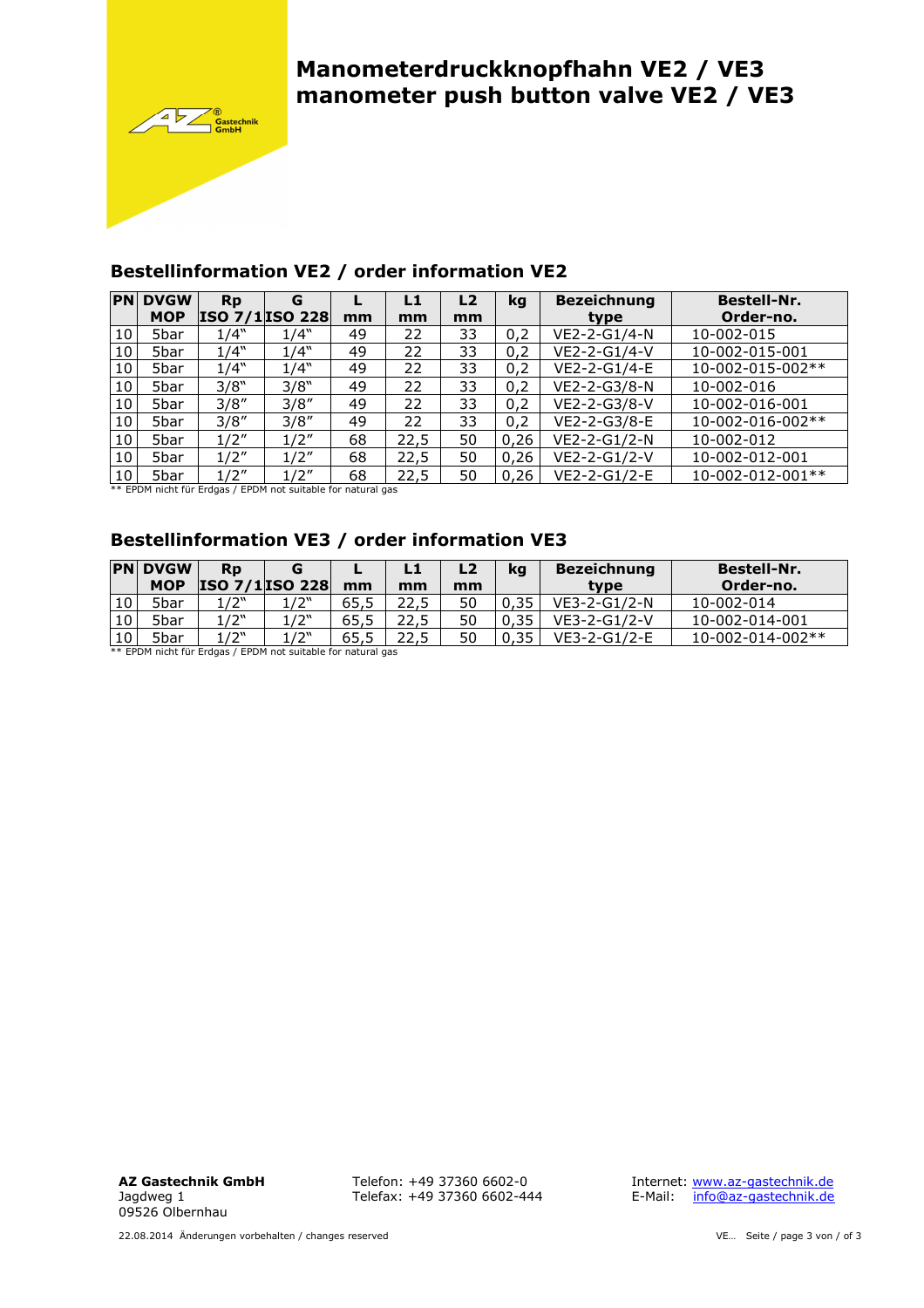# Manometerdruckknopfhahn VE2 / VE3
# manometer push button valve VE2 / VE3

## Bestellinformation VE2 / order information VE2

| PN | DVGW MOP | Rp ISO 7/1 | G ISO 228 | L mm | L1 mm | L2 mm | kg | Bezeichnung type | Bestell-Nr. Order-no. |
|---|---|---|---|---|---|---|---|---|---|
| 10 | 5bar | 1/4" | 1/4" | 49 | 22 | 33 | 0,2 | VE2-2-G1/4-N | 10-002-015 |
| 10 | 5bar | 1/4" | 1/4" | 49 | 22 | 33 | 0,2 | VE2-2-G1/4-V | 10-002-015-001 |
| 10 | 5bar | 1/4" | 1/4" | 49 | 22 | 33 | 0,2 | VE2-2-G1/4-E | 10-002-015-002** |
| 10 | 5bar | 3/8" | 3/8" | 49 | 22 | 33 | 0,2 | VE2-2-G3/8-N | 10-002-016 |
| 10 | 5bar | 3/8" | 3/8" | 49 | 22 | 33 | 0,2 | VE2-2-G3/8-V | 10-002-016-001 |
| 10 | 5bar | 3/8" | 3/8" | 49 | 22 | 33 | 0,2 | VE2-2-G3/8-E | 10-002-016-002** |
| 10 | 5bar | 1/2" | 1/2" | 68 | 22,5 | 50 | 0,26 | VE2-2-G1/2-N | 10-002-012 |
| 10 | 5bar | 1/2" | 1/2" | 68 | 22,5 | 50 | 0,26 | VE2-2-G1/2-V | 10-002-012-001 |
| 10 | 5bar | 1/2" | 1/2" | 68 | 22,5 | 50 | 0,26 | VE2-2-G1/2-E | 10-002-012-001** |

** EPDM nicht für Erdgas / EPDM not suitable for natural gas

## Bestellinformation VE3 / order information VE3

| PN | DVGW MOP | Rp ISO 7/1 | G ISO 228 | L mm | L1 mm | L2 mm | kg | Bezeichnung type | Bestell-Nr. Order-no. |
|---|---|---|---|---|---|---|---|---|---|
| 10 | 5bar | 1/2" | 1/2" | 65,5 | 22,5 | 50 | 0,35 | VE3-2-G1/2-N | 10-002-014 |
| 10 | 5bar | 1/2" | 1/2" | 65,5 | 22,5 | 50 | 0,35 | VE3-2-G1/2-V | 10-002-014-001 |
| 10 | 5bar | 1/2" | 1/2" | 65,5 | 22,5 | 50 | 0,35 | VE3-2-G1/2-E | 10-002-014-002** |

** EPDM nicht für Erdgas / EPDM not suitable for natural gas

**AZ Gastechnik GmbH**
Jagdweg 1
09526 Olbernhau

Telefon: +49 37360 6602-0
Telefax: +49 37360 6602-444

Internet: www.az-gastechnik.de
E-Mail: info@az-gastechnik.de

22.08.2014 Änderungen vorbehalten / changes reserved